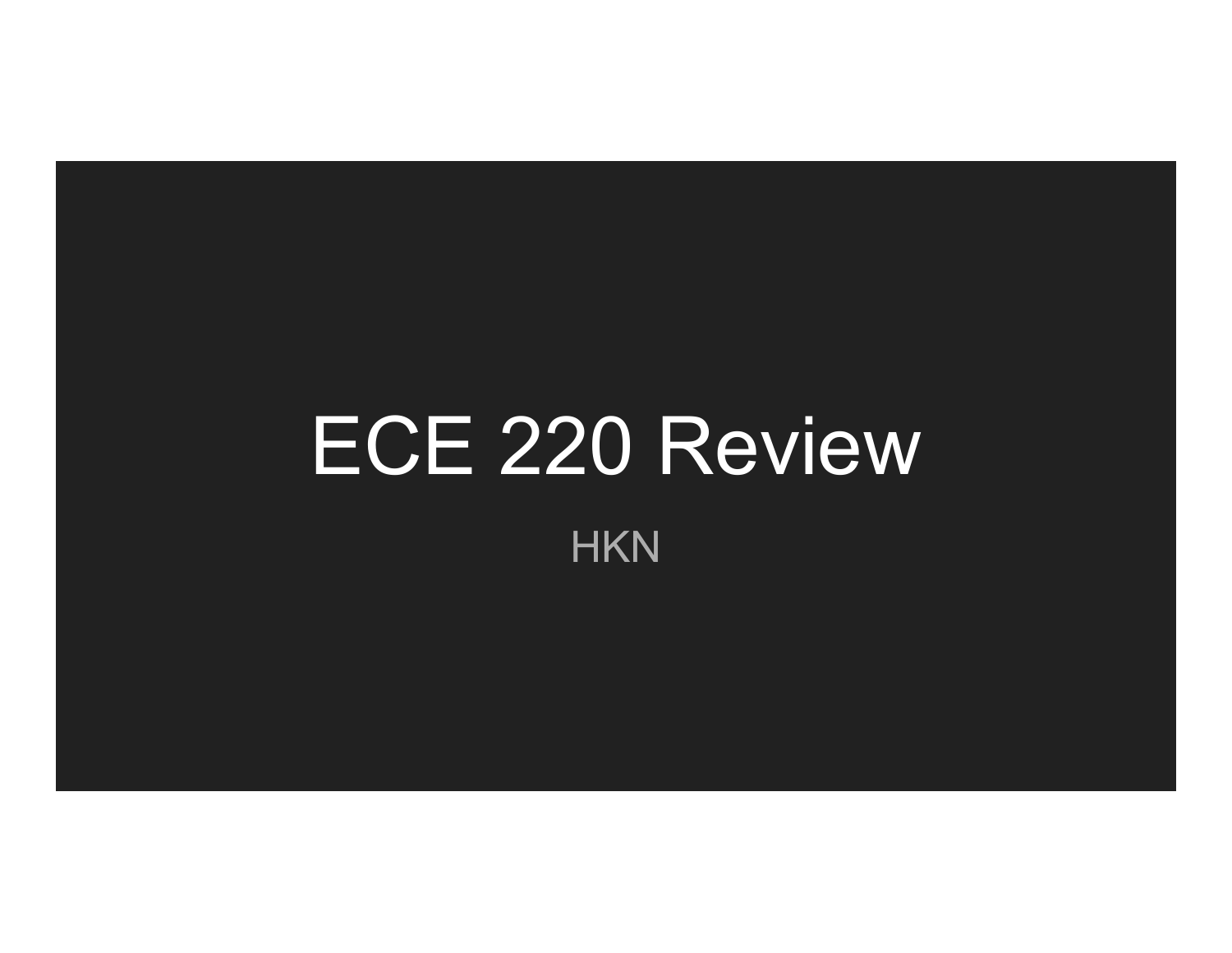# ECE 220 Review

HKN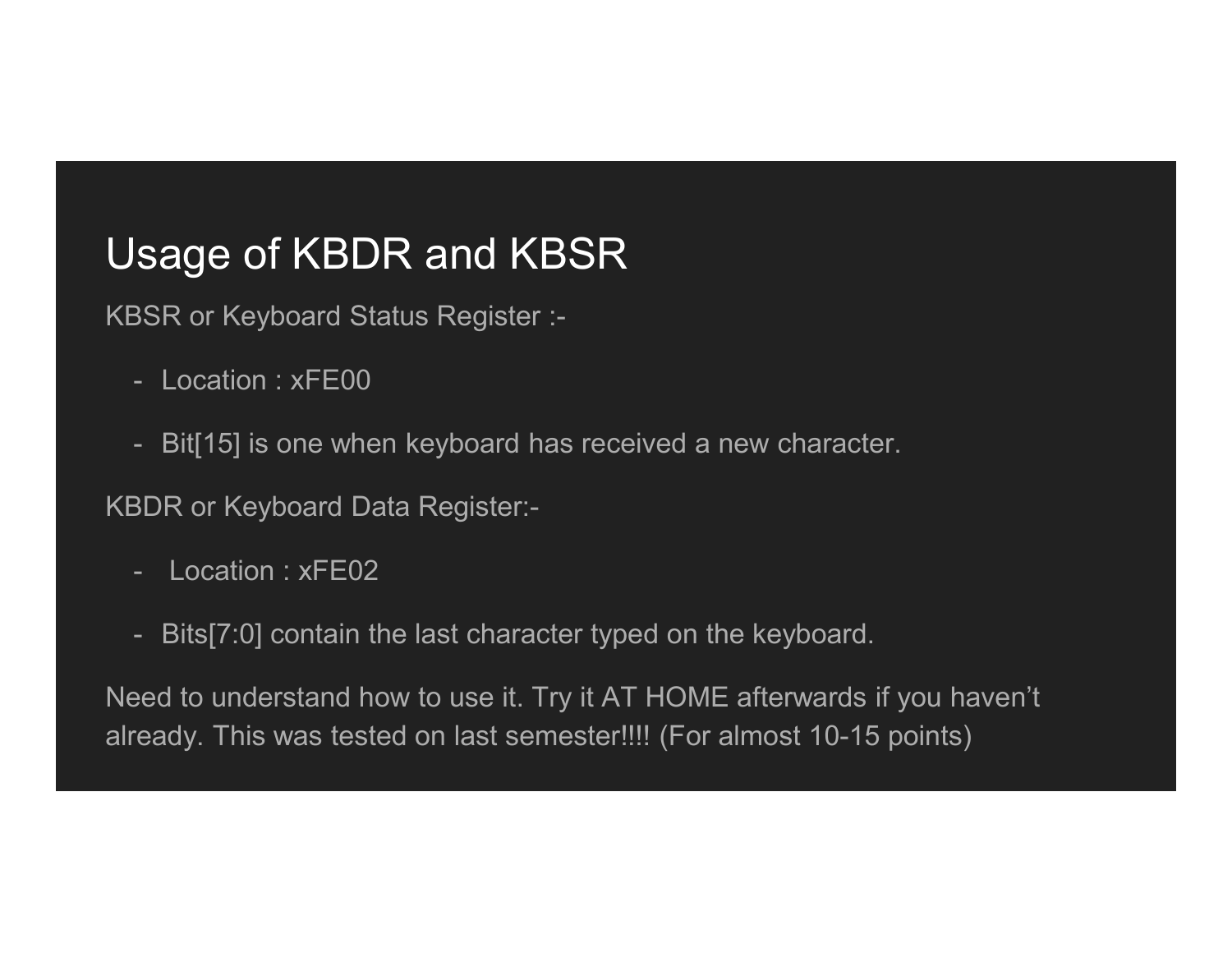## Usage of KBDR and KBSR

KBSR or Keyboard Status Register :-

- Location : xFE00
- Bit[15] is one when keyboard has received a new character.

KBDR or Keyboard Data Register:-

- Location : xFE02
- Bits[7:0] contain the last character typed on the keyboard.

Need to understand how to use it. Try it AT HOME afterwards if you haven't already. This was tested on last semester!!!! (For almost 10-15 points)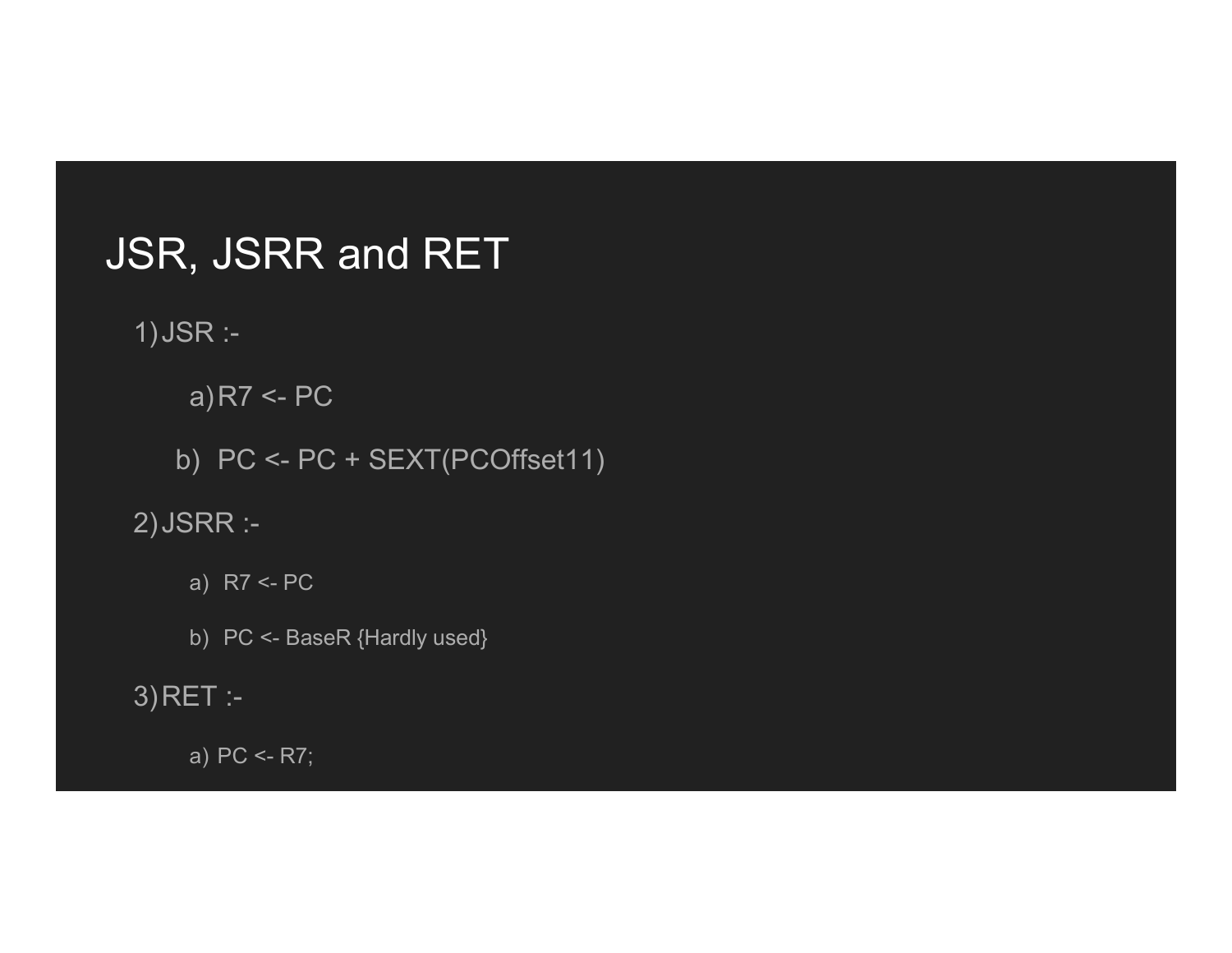# JSR, JSRR and RET

1) JSR :-

   a) R7 <- PC

   b) PC <- PC + SEXT(PCOffset11)

2) JSRR :-

   a) R7 <- PC

   b) PC <- BaseR {Hardly used}

3) RET :-

   a) PC <- R7;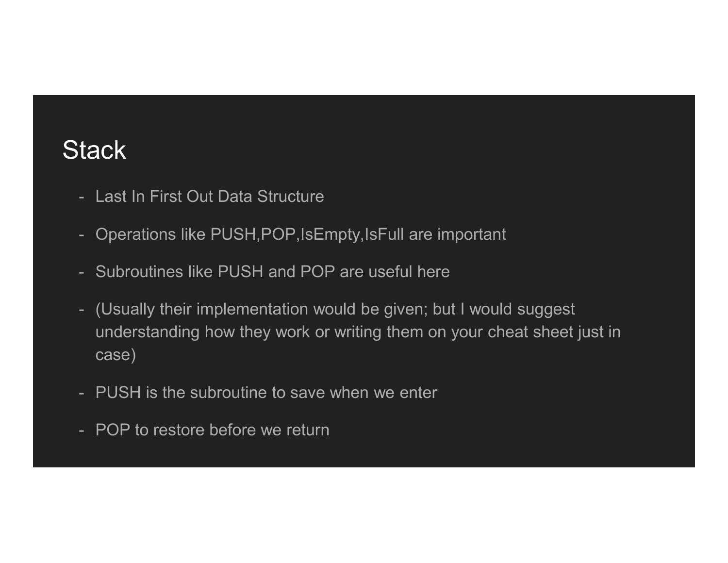# Stack

- Last In First Out Data Structure
- Operations like PUSH,POP,IsEmpty,IsFull are important
- Subroutines like PUSH and POP are useful here
- (Usually their implementation would be given; but I would suggest understanding how they work or writing them on your cheat sheet just in case)
- PUSH is the subroutine to save when we enter
- POP to restore before we return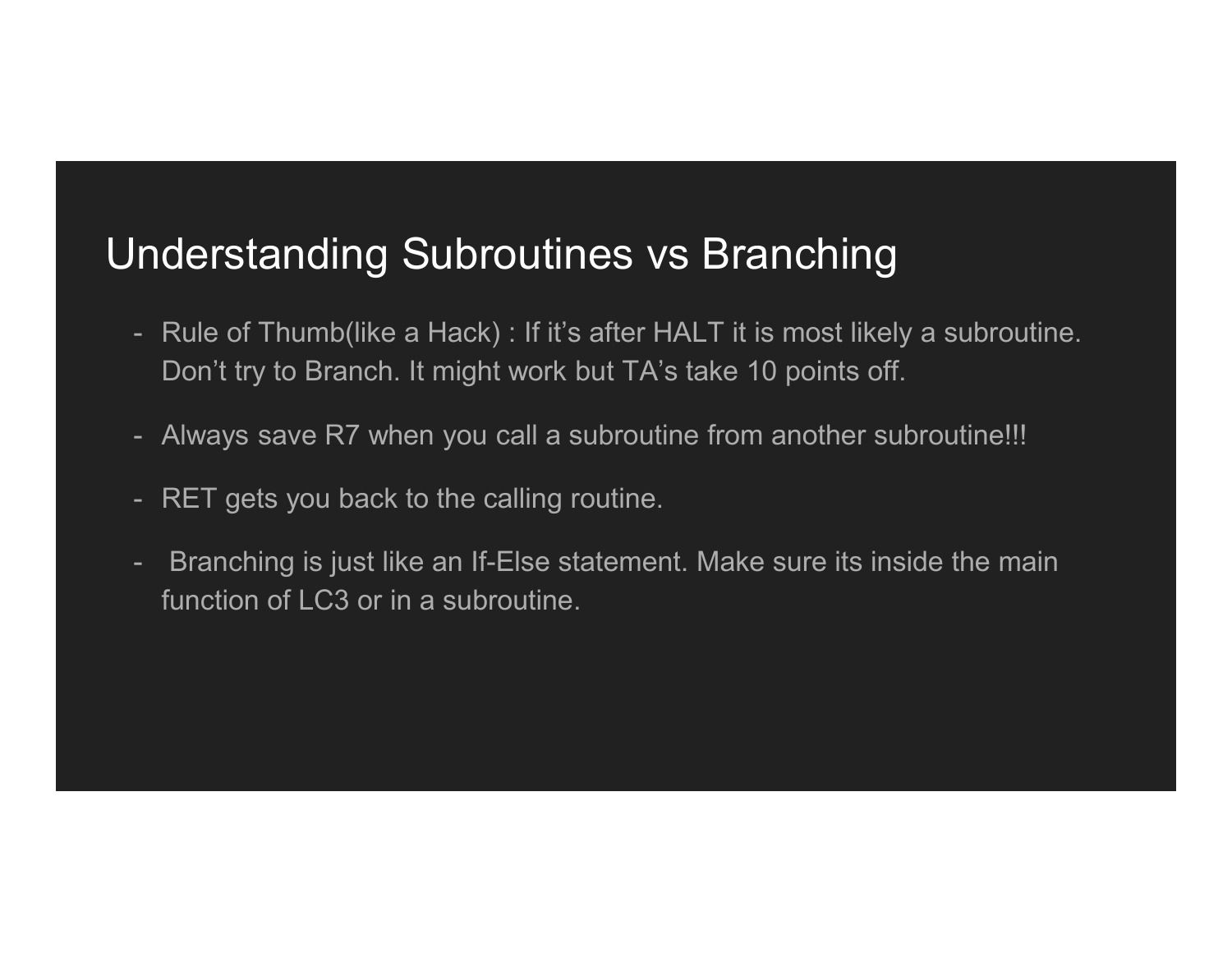# Understanding Subroutines vs Branching

- Rule of Thumb(like a Hack) : If it's after HALT it is most likely a subroutine. Don't try to Branch. It might work but TA's take 10 points off.
- Always save R7 when you call a subroutine from another subroutine!!!
- RET gets you back to the calling routine.
- Branching is just like an If-Else statement. Make sure its inside the main function of LC3 or in a subroutine.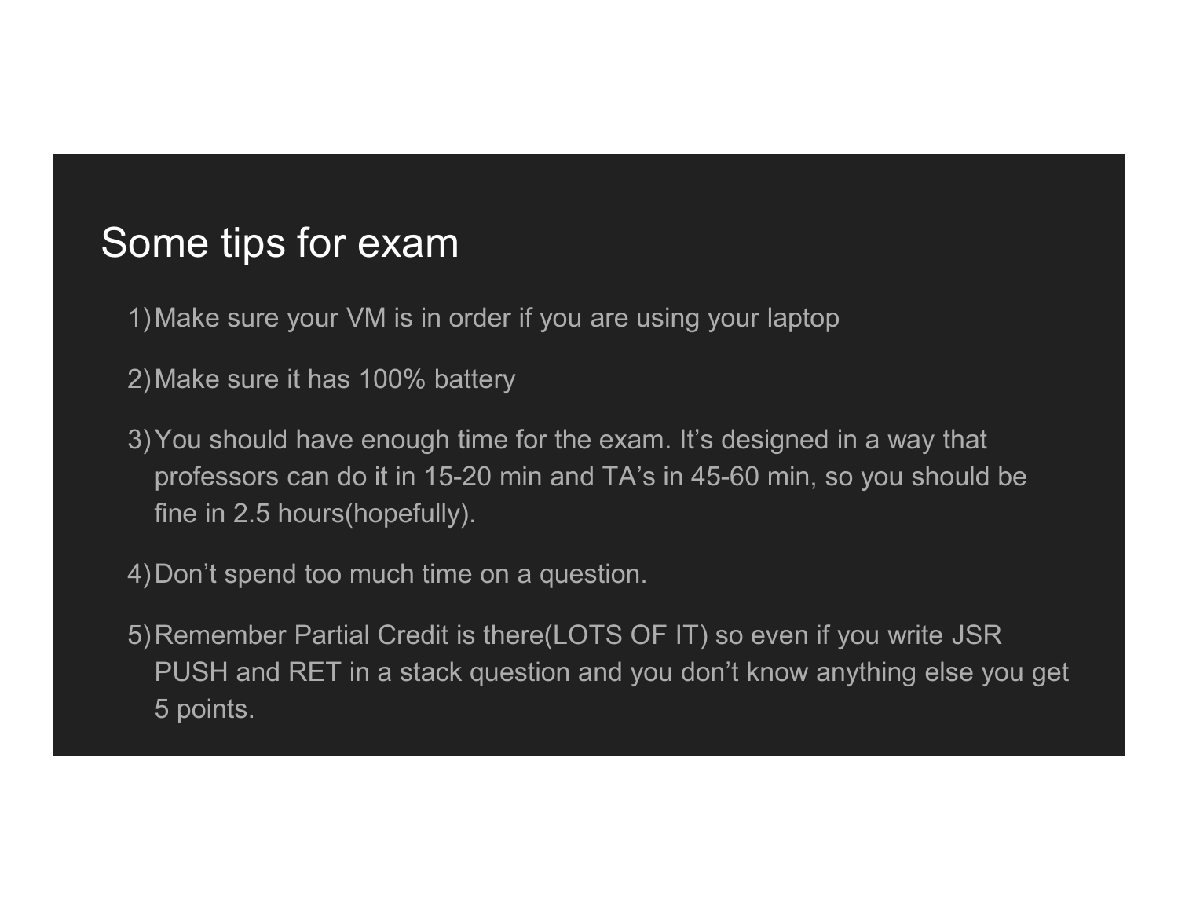# Some tips for exam

1) Make sure your VM is in order if you are using your laptop

2) Make sure it has 100% battery

3) You should have enough time for the exam. It's designed in a way that professors can do it in 15-20 min and TA's in 45-60 min, so you should be fine in 2.5 hours(hopefully).

4) Don't spend too much time on a question.

5) Remember Partial Credit is there(LOTS OF IT) so even if you write JSR PUSH and RET in a stack question and you don't know anything else you get 5 points.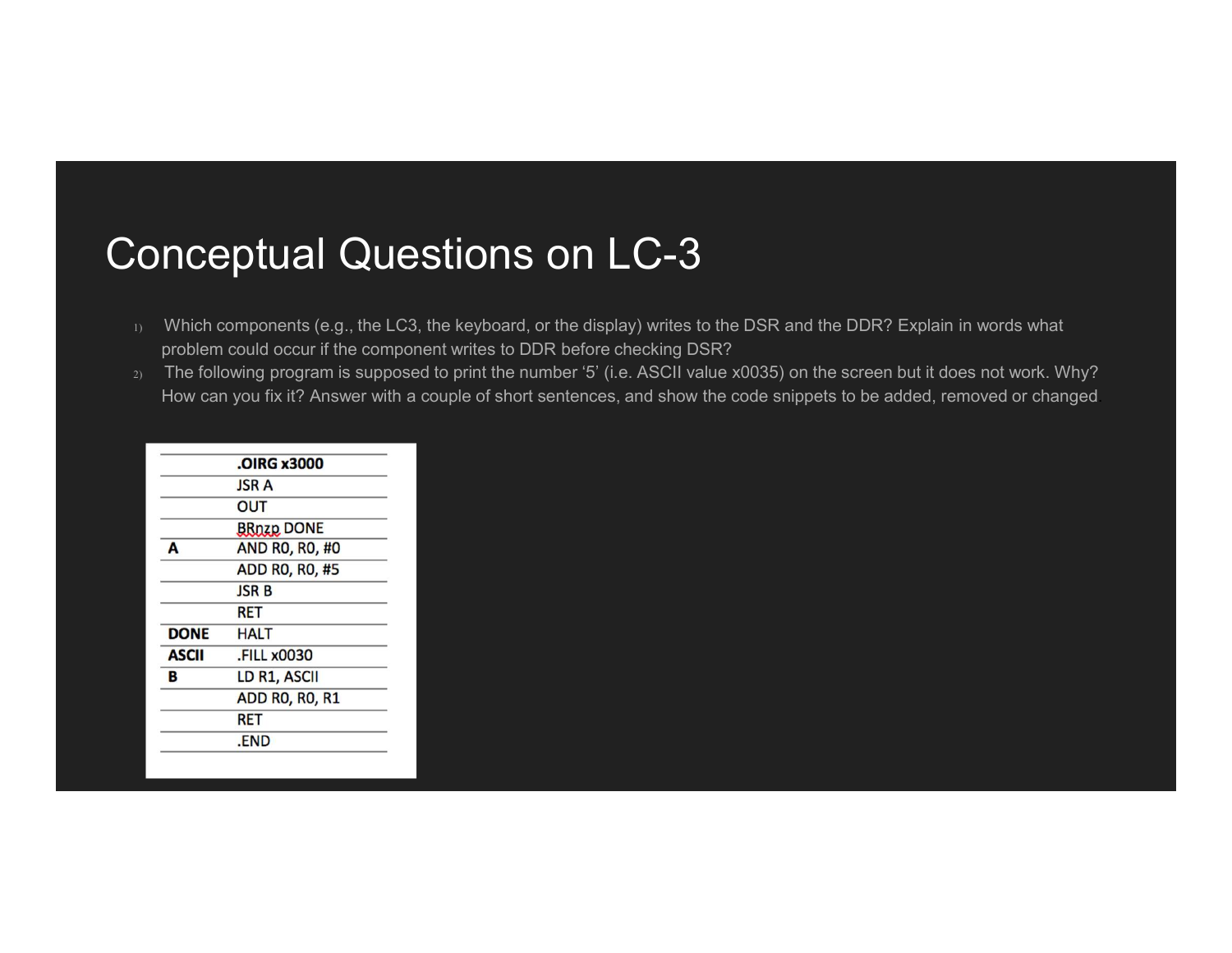# Conceptual Questions on LC-3

1) Which components (e.g., the LC3, the keyboard, or the display) writes to the DSR and the DDR? Explain in words what problem could occur if the component writes to DDR before checking DSR?
2) The following program is supposed to print the number '5' (i.e. ASCII value x0035) on the screen but it does not work. Why? How can you fix it? Answer with a couple of short sentences, and show the code snippets to be added, removed or changed

| | |
|---|---|
| | **.OIRG x3000** |
| | JSR A |
| | OUT |
| | BRnzp DONE |
| **A** | AND R0, R0, #0 |
| | ADD R0, R0, #5 |
| | JSR B |
| | RET |
| **DONE** | HALT |
| **ASCII** | .FILL x0030 |
| **B** | LD R1, ASCII |
| | ADD R0, R0, R1 |
| | RET |
| | .END |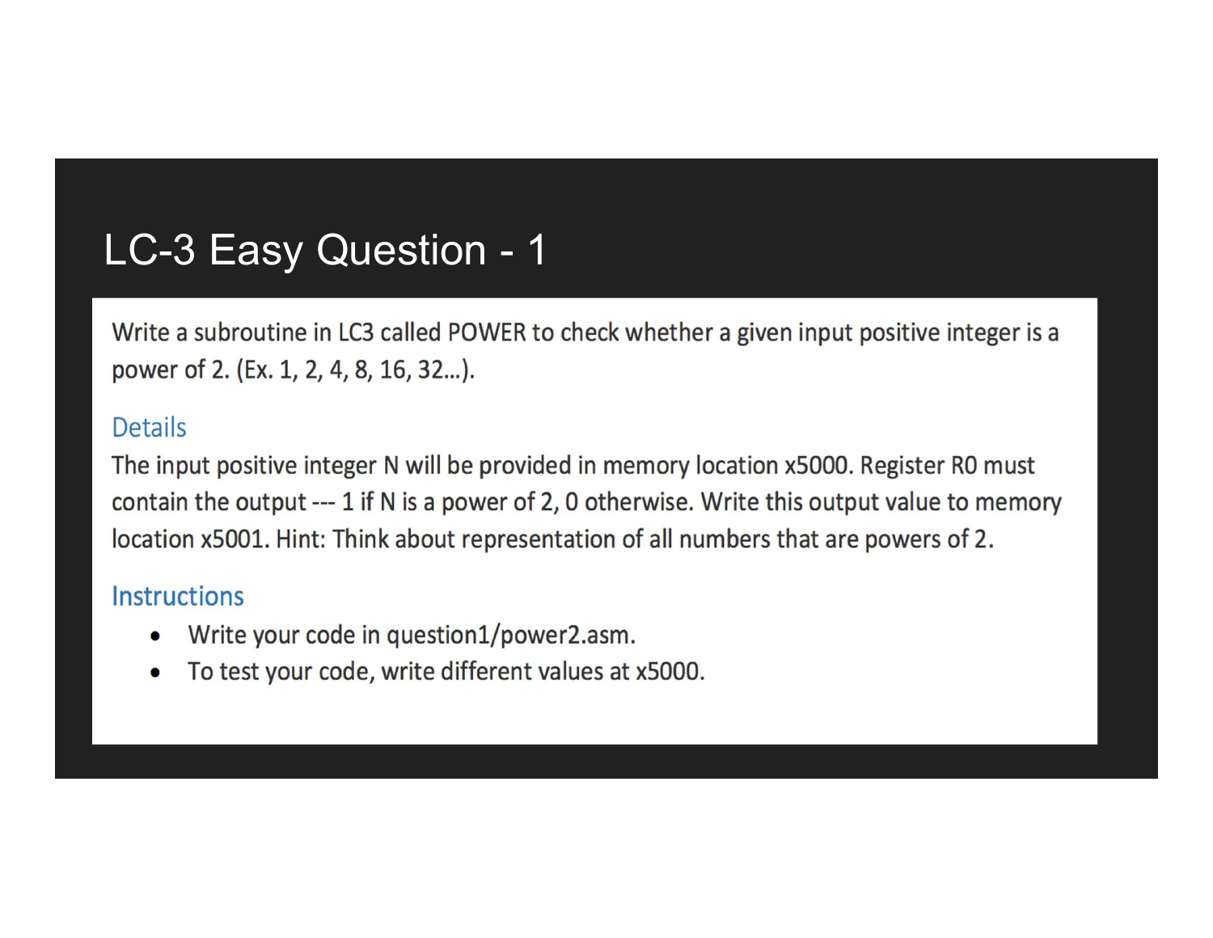# LC-3 Easy Question - 1

Write a subroutine in LC3 called POWER to check whether a given input positive integer is a power of 2. (Ex. 1, 2, 4, 8, 16, 32…).

## Details

The input positive integer N will be provided in memory location x5000. Register R0 must contain the output --- 1 if N is a power of 2, 0 otherwise. Write this output value to memory location x5001. Hint: Think about representation of all numbers that are powers of 2.

## Instructions

- Write your code in question1/power2.asm.
- To test your code, write different values at x5000.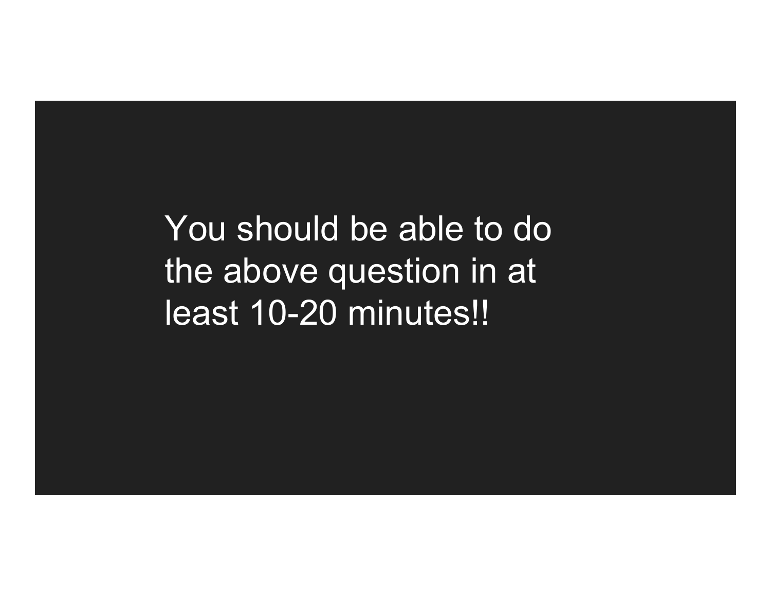You should be able to do the above question in at least 10-20 minutes!!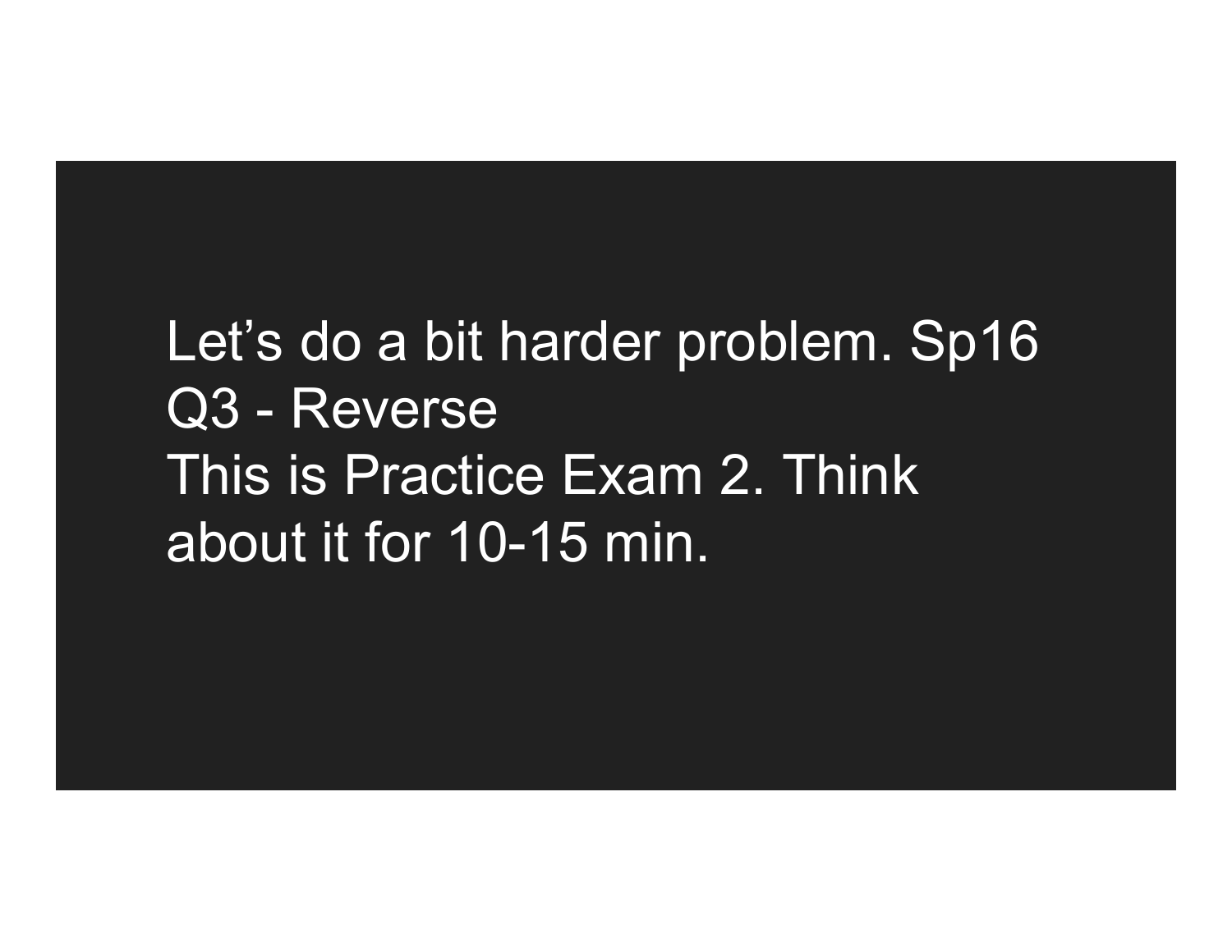Let’s do a bit harder problem. Sp16 Q3 - Reverse

This is Practice Exam 2. Think about it for 10-15 min.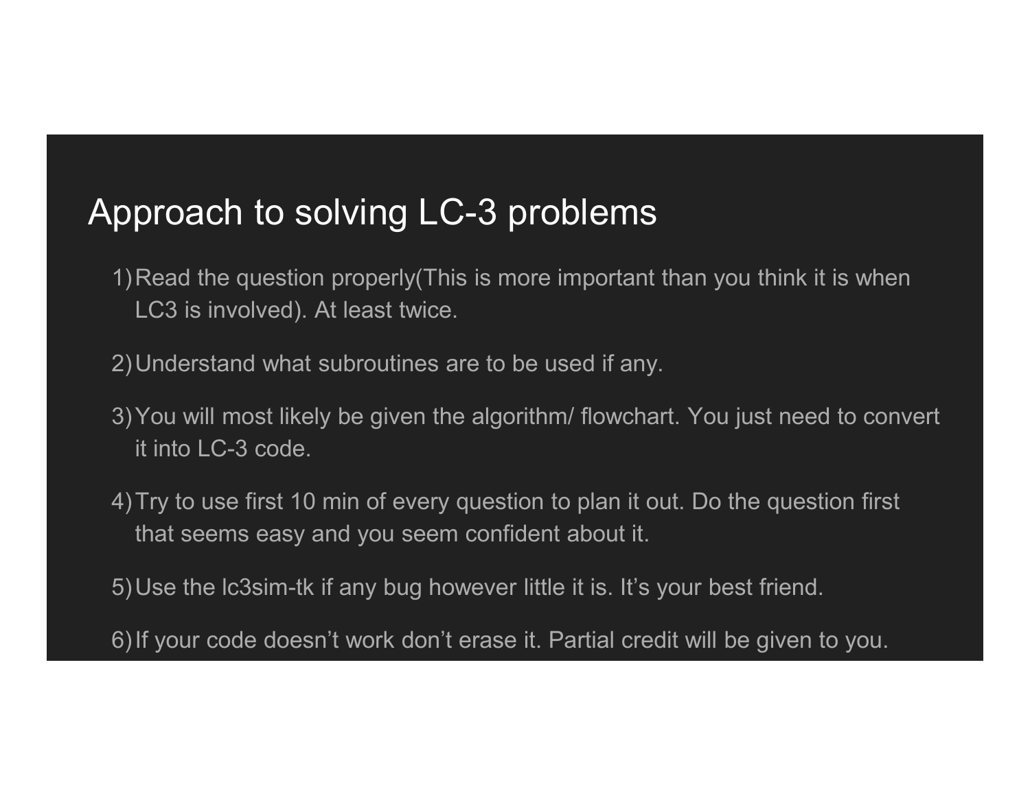# Approach to solving LC-3 problems

1) Read the question properly(This is more important than you think it is when LC3 is involved). At least twice.

2) Understand what subroutines are to be used if any.

3) You will most likely be given the algorithm/ flowchart. You just need to convert it into LC-3 code.

4) Try to use first 10 min of every question to plan it out. Do the question first that seems easy and you seem confident about it.

5) Use the lc3sim-tk if any bug however little it is. It's your best friend.

6) If your code doesn't work don't erase it. Partial credit will be given to you.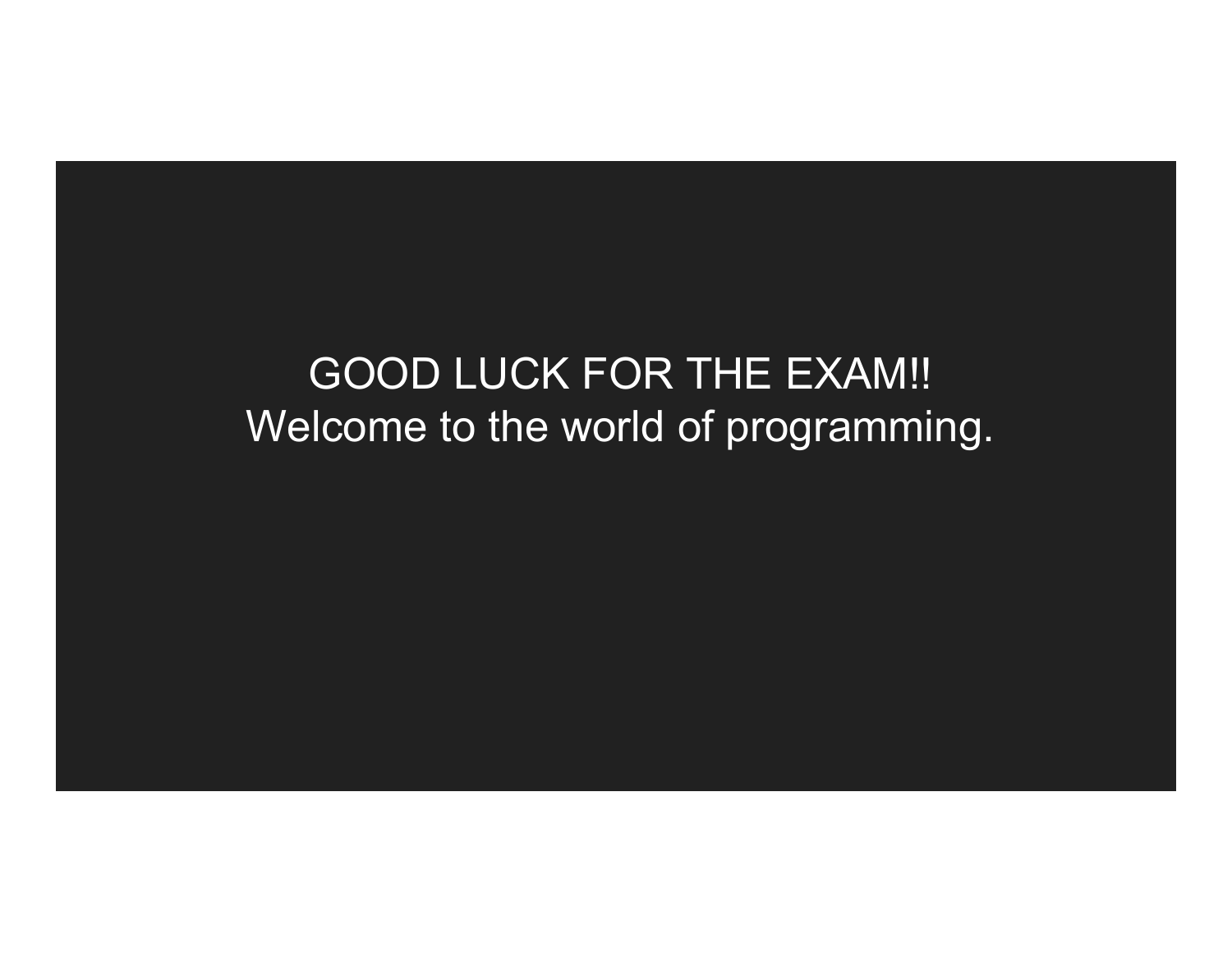GOOD LUCK FOR THE EXAM!!

Welcome to the world of programming.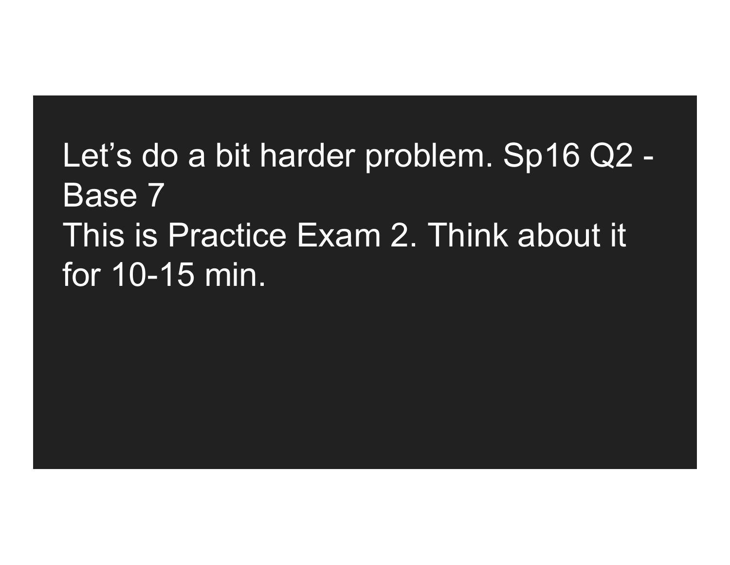Let’s do a bit harder problem. Sp16 Q2 - Base 7

This is Practice Exam 2. Think about it for 10-15 min.